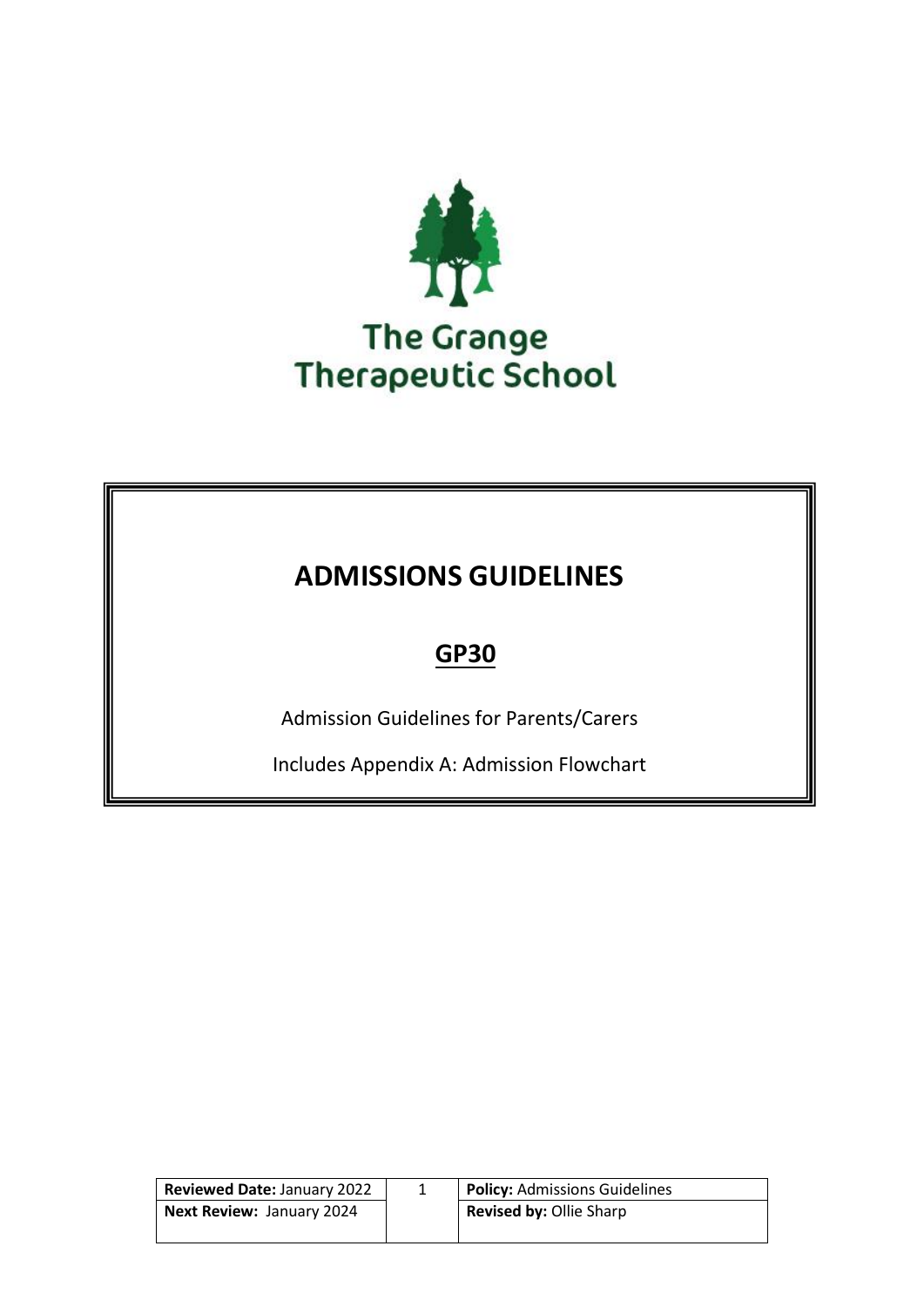The Grange Therapeutic School

# ADMISSIONS GUIDELINES

## GP30

Admission Guidelines for Parents/Carers

Includes Appendix A: Admission Flowchart

| **Reviewed Date:** January 2022 | **Policy:** Admissions Guidelines |
|---|---|
| **Next Review:** January 2024 | **Revised by:** Ollie Sharp |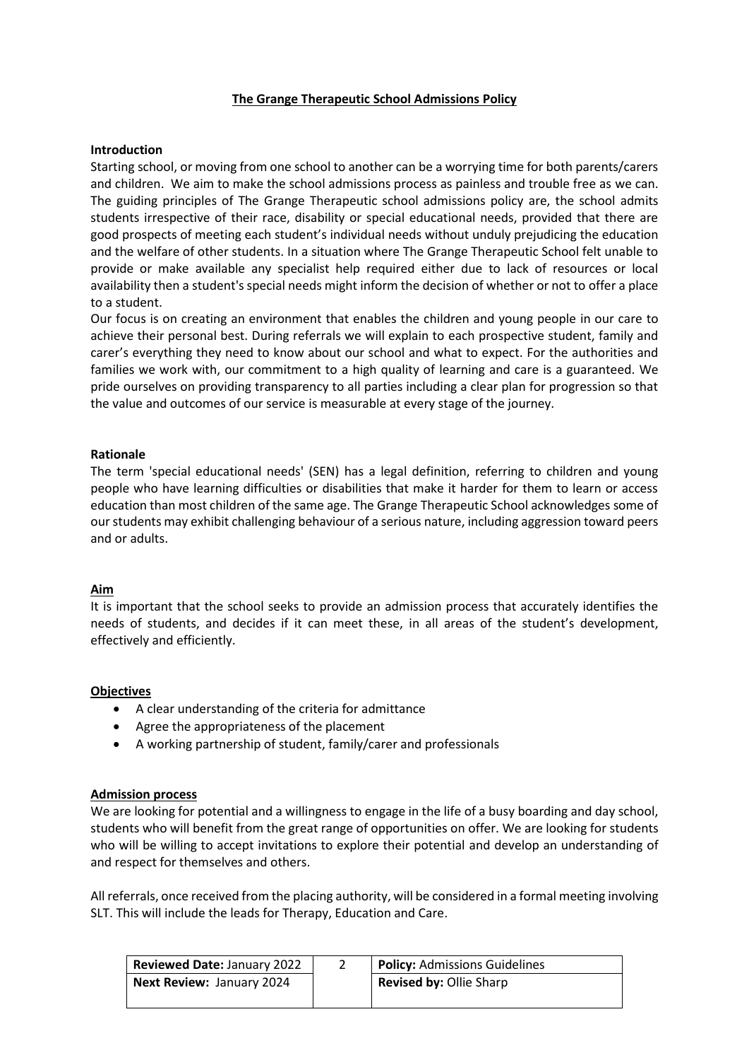# The Grange Therapeutic School Admissions Policy

## Introduction

Starting school, or moving from one school to another can be a worrying time for both parents/carers and children. We aim to make the school admissions process as painless and trouble free as we can. The guiding principles of The Grange Therapeutic school admissions policy are, the school admits students irrespective of their race, disability or special educational needs, provided that there are good prospects of meeting each student's individual needs without unduly prejudicing the education and the welfare of other students. In a situation where The Grange Therapeutic School felt unable to provide or make available any specialist help required either due to lack of resources or local availability then a student's special needs might inform the decision of whether or not to offer a place to a student.

Our focus is on creating an environment that enables the children and young people in our care to achieve their personal best. During referrals we will explain to each prospective student, family and carer's everything they need to know about our school and what to expect. For the authorities and families we work with, our commitment to a high quality of learning and care is a guaranteed. We pride ourselves on providing transparency to all parties including a clear plan for progression so that the value and outcomes of our service is measurable at every stage of the journey.

## Rationale

The term 'special educational needs' (SEN) has a legal definition, referring to children and young people who have learning difficulties or disabilities that make it harder for them to learn or access education than most children of the same age. The Grange Therapeutic School acknowledges some of our students may exhibit challenging behaviour of a serious nature, including aggression toward peers and or adults.

## Aim

It is important that the school seeks to provide an admission process that accurately identifies the needs of students, and decides if it can meet these, in all areas of the student's development, effectively and efficiently.

## Objectives

- A clear understanding of the criteria for admittance
- Agree the appropriateness of the placement
- A working partnership of student, family/carer and professionals

## Admission process

We are looking for potential and a willingness to engage in the life of a busy boarding and day school, students who will benefit from the great range of opportunities on offer. We are looking for students who will be willing to accept invitations to explore their potential and develop an understanding of and respect for themselves and others.

All referrals, once received from the placing authority, will be considered in a formal meeting involving SLT. This will include the leads for Therapy, Education and Care.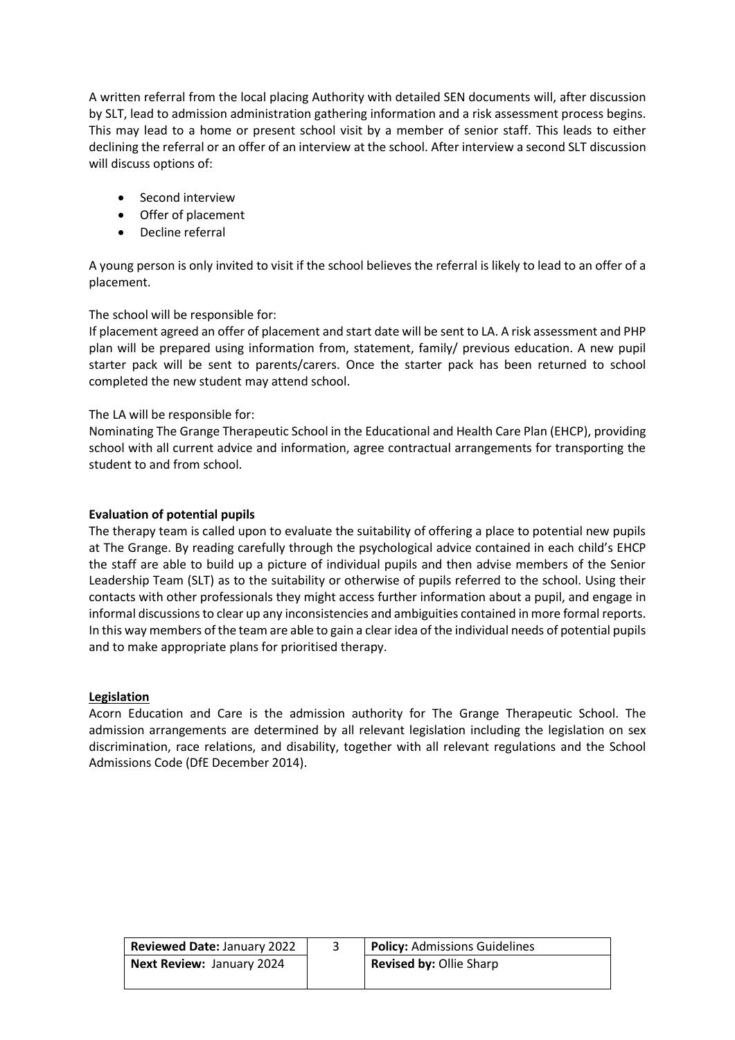A written referral from the local placing Authority with detailed SEN documents will, after discussion by SLT, lead to admission administration gathering information and a risk assessment process begins. This may lead to a home or present school visit by a member of senior staff. This leads to either declining the referral or an offer of an interview at the school. After interview a second SLT discussion will discuss options of:

- Second interview
- Offer of placement
- Decline referral

A young person is only invited to visit if the school believes the referral is likely to lead to an offer of a placement.

The school will be responsible for:
If placement agreed an offer of placement and start date will be sent to LA. A risk assessment and PHP plan will be prepared using information from, statement, family/ previous education. A new pupil starter pack will be sent to parents/carers. Once the starter pack has been returned to school completed the new student may attend school.

The LA will be responsible for:
Nominating The Grange Therapeutic School in the Educational and Health Care Plan (EHCP), providing school with all current advice and information, agree contractual arrangements for transporting the student to and from school.

**Evaluation of potential pupils**

The therapy team is called upon to evaluate the suitability of offering a place to potential new pupils at The Grange. By reading carefully through the psychological advice contained in each child's EHCP the staff are able to build up a picture of individual pupils and then advise members of the Senior Leadership Team (SLT) as to the suitability or otherwise of pupils referred to the school. Using their contacts with other professionals they might access further information about a pupil, and engage in informal discussions to clear up any inconsistencies and ambiguities contained in more formal reports. In this way members of the team are able to gain a clear idea of the individual needs of potential pupils and to make appropriate plans for prioritised therapy.

**Legislation**

Acorn Education and Care is the admission authority for The Grange Therapeutic School. The admission arrangements are determined by all relevant legislation including the legislation on sex discrimination, race relations, and disability, together with all relevant regulations and the School Admissions Code (DfE December 2014).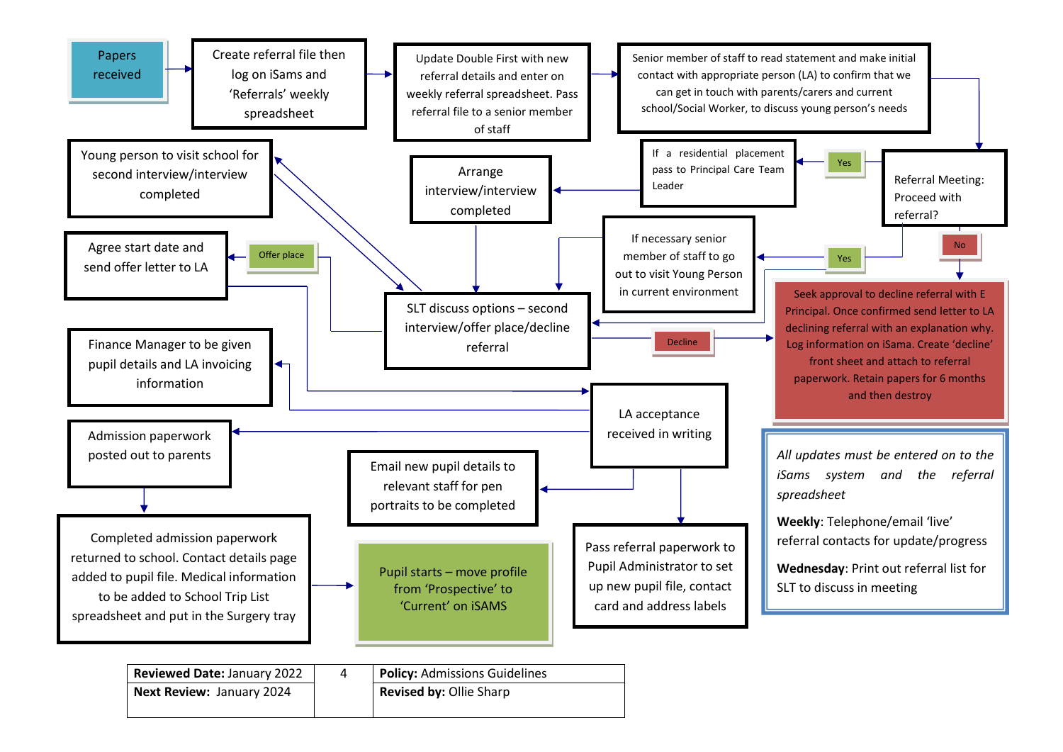Papers received

Create referral file then log on iSams and 'Referrals' weekly spreadsheet

Update Double First with new referral details and enter on weekly referral spreadsheet. Pass referral file to a senior member of staff

Senior member of staff to read statement and make initial contact with appropriate person (LA) to confirm that we can get in touch with parents/carers and current school/Social Worker, to discuss young person's needs

Referral Meeting: Proceed with referral?

Yes

If a residential placement pass to Principal Care Team Leader

Arrange interview/interview completed

Young person to visit school for second interview/interview completed

Yes

If necessary senior member of staff to go out to visit Young Person in current environment

No

Seek approval to decline referral with E Principal. Once confirmed send letter to LA declining referral with an explanation why. Log information on iSama. Create 'decline' front sheet and attach to referral paperwork. Retain papers for 6 months and then destroy

SLT discuss options – second interview/offer place/decline referral

Decline

Offer place

Agree start date and send offer letter to LA

LA acceptance received in writing

Finance Manager to be given pupil details and LA invoicing information

Admission paperwork posted out to parents

Email new pupil details to relevant staff for pen portraits to be completed

Pass referral paperwork to Pupil Administrator to set up new pupil file, contact card and address labels

Completed admission paperwork returned to school. Contact details page added to pupil file. Medical information to be added to School Trip List spreadsheet and put in the Surgery tray

Pupil starts – move profile from 'Prospective' to 'Current' on iSAMS

*All updates must be entered on to the iSams system and the referral spreadsheet*

**Weekly**: Telephone/email 'live' referral contacts for update/progress

**Wednesday**: Print out referral list for SLT to discuss in meeting

| | | |
|---|---|---|
| **Reviewed Date:** January 2022 | 4 | **Policy:** Admissions Guidelines |
| **Next Review:** January 2024 | | **Revised by:** Ollie Sharp |